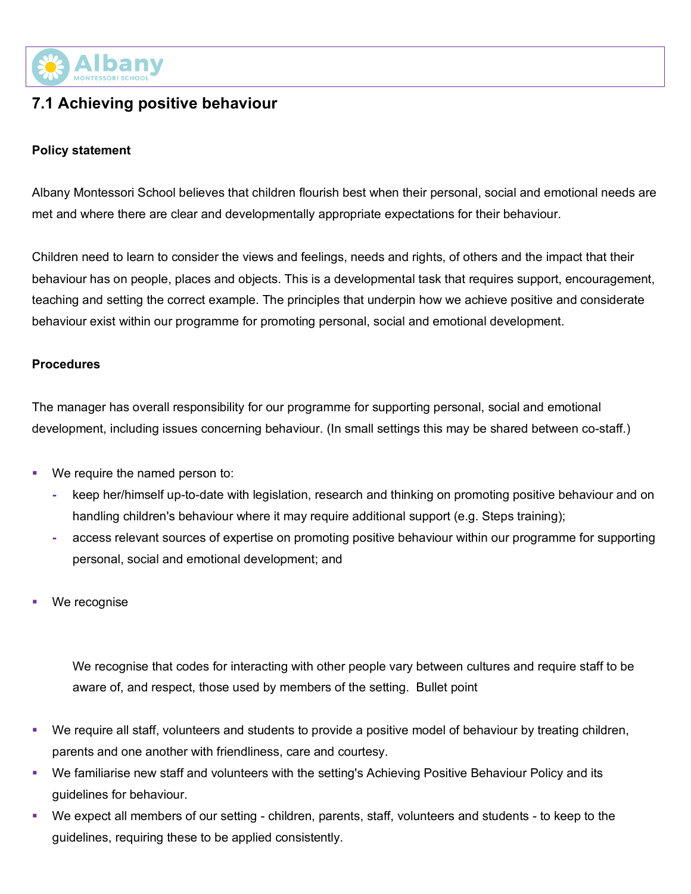# 7.1 Achieving positive behaviour

**Policy statement**

Albany Montessori School believes that children flourish best when their personal, social and emotional needs are met and where there are clear and developmentally appropriate expectations for their behaviour.

Children need to learn to consider the views and feelings, needs and rights, of others and the impact that their behaviour has on people, places and objects. This is a developmental task that requires support, encouragement, teaching and setting the correct example. The principles that underpin how we achieve positive and considerate behaviour exist within our programme for promoting personal, social and emotional development.

**Procedures**

The manager has overall responsibility for our programme for supporting personal, social and emotional development, including issues concerning behaviour. (In small settings this may be shared between co-staff.)

- We require the named person to:
  - keep her/himself up-to-date with legislation, research and thinking on promoting positive behaviour and on handling children's behaviour where it may require additional support (e.g. Steps training);
  - access relevant sources of expertise on promoting positive behaviour within our programme for supporting personal, social and emotional development; and
- We recognise

  We recognise that codes for interacting with other people vary between cultures and require staff to be aware of, and respect, those used by members of the setting. Bullet point

- We require all staff, volunteers and students to provide a positive model of behaviour by treating children, parents and one another with friendliness, care and courtesy.
- We familiarise new staff and volunteers with the setting's Achieving Positive Behaviour Policy and its guidelines for behaviour.
- We expect all members of our setting - children, parents, staff, volunteers and students - to keep to the guidelines, requiring these to be applied consistently.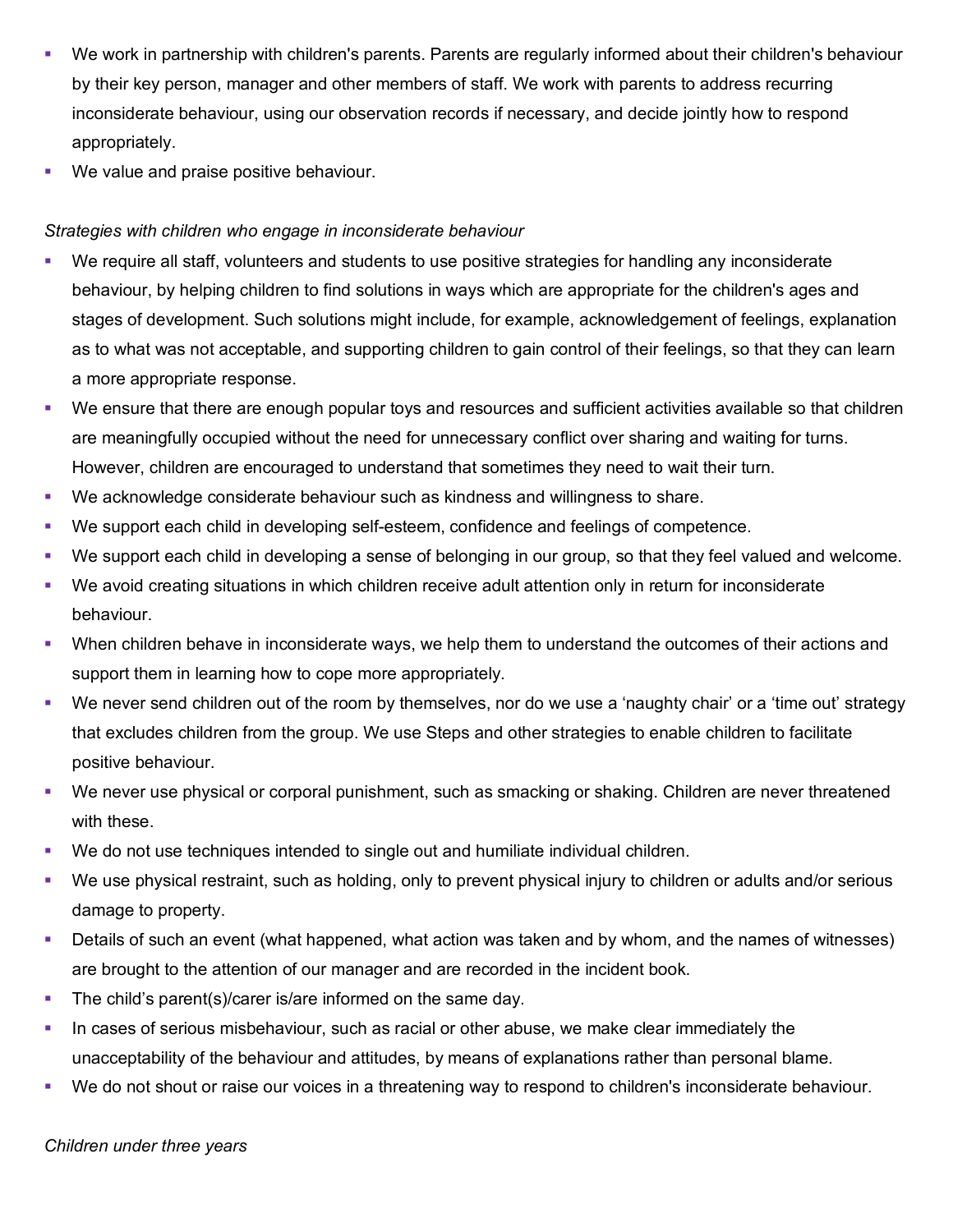- We work in partnership with children's parents. Parents are regularly informed about their children's behaviour by their key person, manager and other members of staff. We work with parents to address recurring inconsiderate behaviour, using our observation records if necessary, and decide jointly how to respond appropriately.
- We value and praise positive behaviour.

*Strategies with children who engage in inconsiderate behaviour*

- We require all staff, volunteers and students to use positive strategies for handling any inconsiderate behaviour, by helping children to find solutions in ways which are appropriate for the children's ages and stages of development. Such solutions might include, for example, acknowledgement of feelings, explanation as to what was not acceptable, and supporting children to gain control of their feelings, so that they can learn a more appropriate response.
- We ensure that there are enough popular toys and resources and sufficient activities available so that children are meaningfully occupied without the need for unnecessary conflict over sharing and waiting for turns. However, children are encouraged to understand that sometimes they need to wait their turn.
- We acknowledge considerate behaviour such as kindness and willingness to share.
- We support each child in developing self-esteem, confidence and feelings of competence.
- We support each child in developing a sense of belonging in our group, so that they feel valued and welcome.
- We avoid creating situations in which children receive adult attention only in return for inconsiderate behaviour.
- When children behave in inconsiderate ways, we help them to understand the outcomes of their actions and support them in learning how to cope more appropriately.
- We never send children out of the room by themselves, nor do we use a 'naughty chair' or a 'time out' strategy that excludes children from the group. We use Steps and other strategies to enable children to facilitate positive behaviour.
- We never use physical or corporal punishment, such as smacking or shaking. Children are never threatened with these.
- We do not use techniques intended to single out and humiliate individual children.
- We use physical restraint, such as holding, only to prevent physical injury to children or adults and/or serious damage to property.
- Details of such an event (what happened, what action was taken and by whom, and the names of witnesses) are brought to the attention of our manager and are recorded in the incident book.
- The child's parent(s)/carer is/are informed on the same day.
- In cases of serious misbehaviour, such as racial or other abuse, we make clear immediately the unacceptability of the behaviour and attitudes, by means of explanations rather than personal blame.
- We do not shout or raise our voices in a threatening way to respond to children's inconsiderate behaviour.

*Children under three years*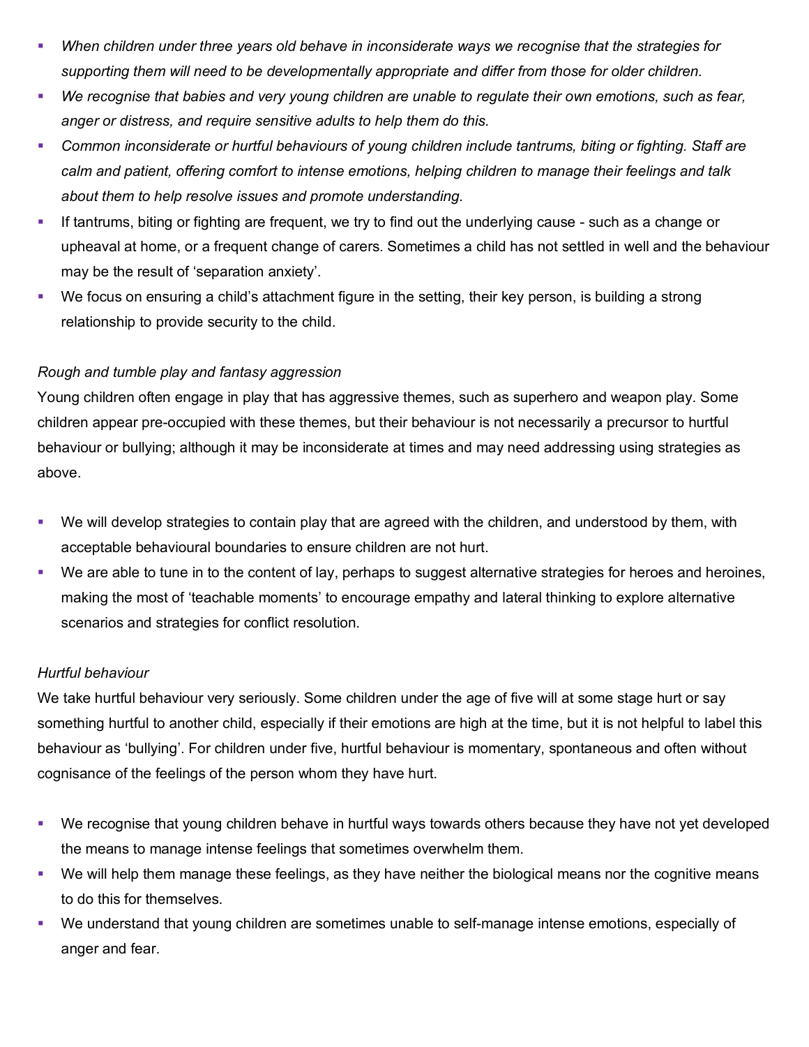- *When children under three years old behave in inconsiderate ways we recognise that the strategies for supporting them will need to be developmentally appropriate and differ from those for older children.*
- *We recognise that babies and very young children are unable to regulate their own emotions, such as fear, anger or distress, and require sensitive adults to help them do this.*
- *Common inconsiderate or hurtful behaviours of young children include tantrums, biting or fighting. Staff are calm and patient, offering comfort to intense emotions, helping children to manage their feelings and talk about them to help resolve issues and promote understanding.*
- If tantrums, biting or fighting are frequent, we try to find out the underlying cause - such as a change or upheaval at home, or a frequent change of carers. Sometimes a child has not settled in well and the behaviour may be the result of 'separation anxiety'.
- We focus on ensuring a child's attachment figure in the setting, their key person, is building a strong relationship to provide security to the child.

*Rough and tumble play and fantasy aggression*

Young children often engage in play that has aggressive themes, such as superhero and weapon play. Some children appear pre-occupied with these themes, but their behaviour is not necessarily a precursor to hurtful behaviour or bullying; although it may be inconsiderate at times and may need addressing using strategies as above.

- We will develop strategies to contain play that are agreed with the children, and understood by them, with acceptable behavioural boundaries to ensure children are not hurt.
- We are able to tune in to the content of lay, perhaps to suggest alternative strategies for heroes and heroines, making the most of 'teachable moments' to encourage empathy and lateral thinking to explore alternative scenarios and strategies for conflict resolution.

*Hurtful behaviour*

We take hurtful behaviour very seriously. Some children under the age of five will at some stage hurt or say something hurtful to another child, especially if their emotions are high at the time, but it is not helpful to label this behaviour as 'bullying'. For children under five, hurtful behaviour is momentary, spontaneous and often without cognisance of the feelings of the person whom they have hurt.

- We recognise that young children behave in hurtful ways towards others because they have not yet developed the means to manage intense feelings that sometimes overwhelm them.
- We will help them manage these feelings, as they have neither the biological means nor the cognitive means to do this for themselves.
- We understand that young children are sometimes unable to self-manage intense emotions, especially of anger and fear.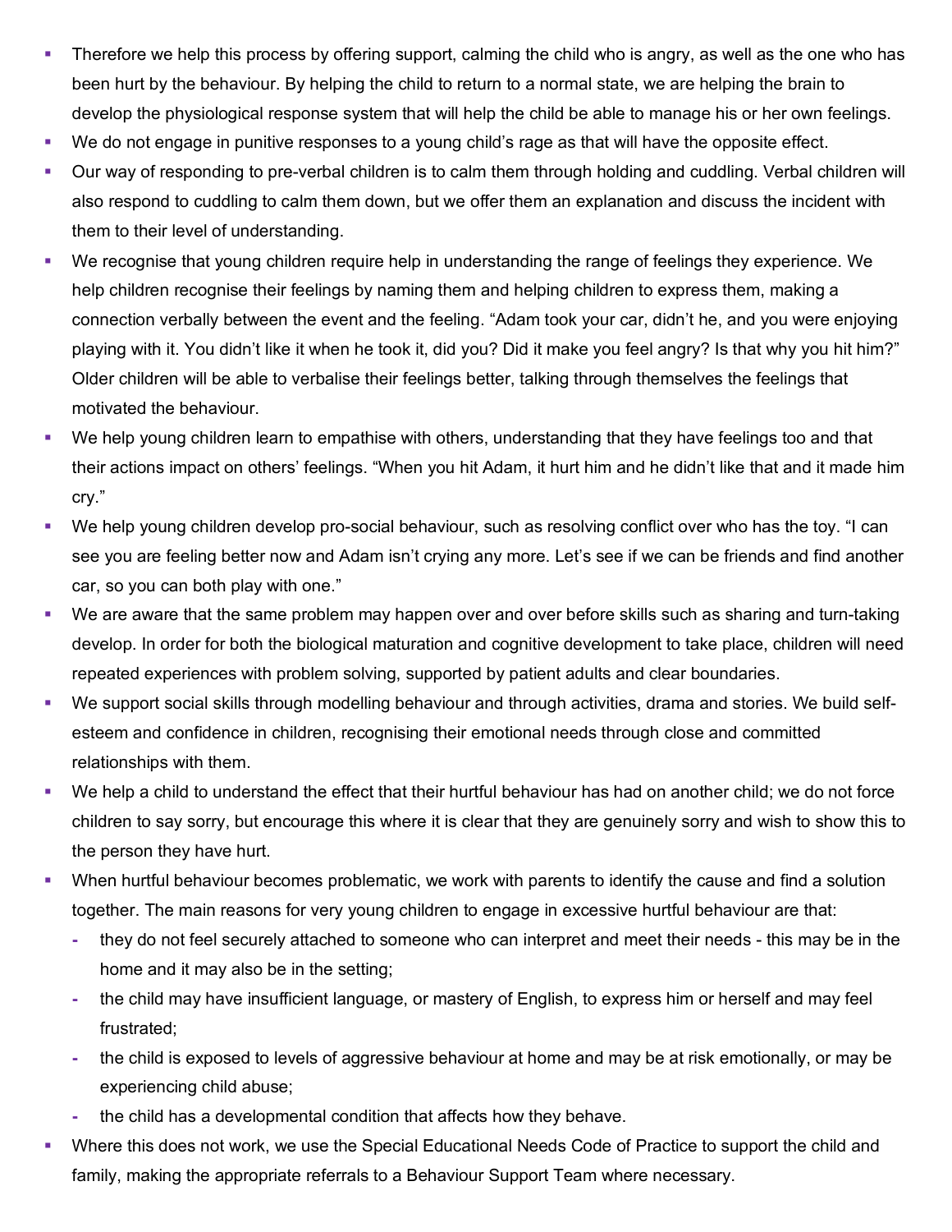- Therefore we help this process by offering support, calming the child who is angry, as well as the one who has been hurt by the behaviour. By helping the child to return to a normal state, we are helping the brain to develop the physiological response system that will help the child be able to manage his or her own feelings.
- We do not engage in punitive responses to a young child's rage as that will have the opposite effect.
- Our way of responding to pre-verbal children is to calm them through holding and cuddling. Verbal children will also respond to cuddling to calm them down, but we offer them an explanation and discuss the incident with them to their level of understanding.
- We recognise that young children require help in understanding the range of feelings they experience. We help children recognise their feelings by naming them and helping children to express them, making a connection verbally between the event and the feeling. "Adam took your car, didn't he, and you were enjoying playing with it. You didn't like it when he took it, did you? Did it make you feel angry? Is that why you hit him?" Older children will be able to verbalise their feelings better, talking through themselves the feelings that motivated the behaviour.
- We help young children learn to empathise with others, understanding that they have feelings too and that their actions impact on others' feelings. "When you hit Adam, it hurt him and he didn't like that and it made him cry."
- We help young children develop pro-social behaviour, such as resolving conflict over who has the toy. "I can see you are feeling better now and Adam isn't crying any more. Let's see if we can be friends and find another car, so you can both play with one."
- We are aware that the same problem may happen over and over before skills such as sharing and turn-taking develop. In order for both the biological maturation and cognitive development to take place, children will need repeated experiences with problem solving, supported by patient adults and clear boundaries.
- We support social skills through modelling behaviour and through activities, drama and stories. We build self-esteem and confidence in children, recognising their emotional needs through close and committed relationships with them.
- We help a child to understand the effect that their hurtful behaviour has had on another child; we do not force children to say sorry, but encourage this where it is clear that they are genuinely sorry and wish to show this to the person they have hurt.
- When hurtful behaviour becomes problematic, we work with parents to identify the cause and find a solution together. The main reasons for very young children to engage in excessive hurtful behaviour are that:
  - they do not feel securely attached to someone who can interpret and meet their needs - this may be in the home and it may also be in the setting;
  - the child may have insufficient language, or mastery of English, to express him or herself and may feel frustrated;
  - the child is exposed to levels of aggressive behaviour at home and may be at risk emotionally, or may be experiencing child abuse;
  - the child has a developmental condition that affects how they behave.
- Where this does not work, we use the Special Educational Needs Code of Practice to support the child and family, making the appropriate referrals to a Behaviour Support Team where necessary.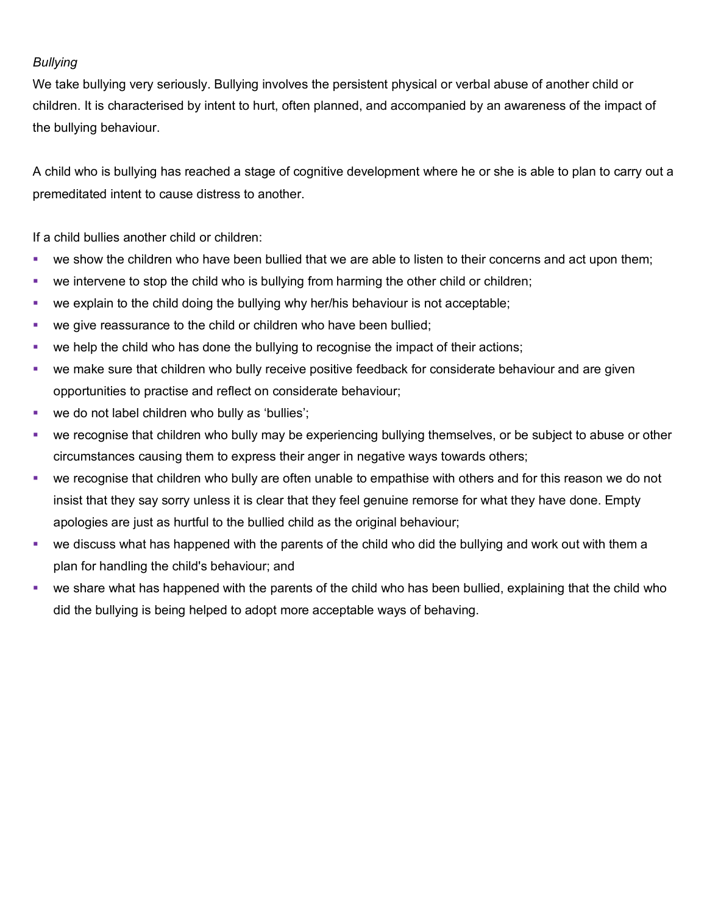*Bullying*

We take bullying very seriously. Bullying involves the persistent physical or verbal abuse of another child or children. It is characterised by intent to hurt, often planned, and accompanied by an awareness of the impact of the bullying behaviour.

A child who is bullying has reached a stage of cognitive development where he or she is able to plan to carry out a premeditated intent to cause distress to another.

If a child bullies another child or children:

- we show the children who have been bullied that we are able to listen to their concerns and act upon them;
- we intervene to stop the child who is bullying from harming the other child or children;
- we explain to the child doing the bullying why her/his behaviour is not acceptable;
- we give reassurance to the child or children who have been bullied;
- we help the child who has done the bullying to recognise the impact of their actions;
- we make sure that children who bully receive positive feedback for considerate behaviour and are given opportunities to practise and reflect on considerate behaviour;
- we do not label children who bully as 'bullies';
- we recognise that children who bully may be experiencing bullying themselves, or be subject to abuse or other circumstances causing them to express their anger in negative ways towards others;
- we recognise that children who bully are often unable to empathise with others and for this reason we do not insist that they say sorry unless it is clear that they feel genuine remorse for what they have done. Empty apologies are just as hurtful to the bullied child as the original behaviour;
- we discuss what has happened with the parents of the child who did the bullying and work out with them a plan for handling the child's behaviour; and
- we share what has happened with the parents of the child who has been bullied, explaining that the child who did the bullying is being helped to adopt more acceptable ways of behaving.